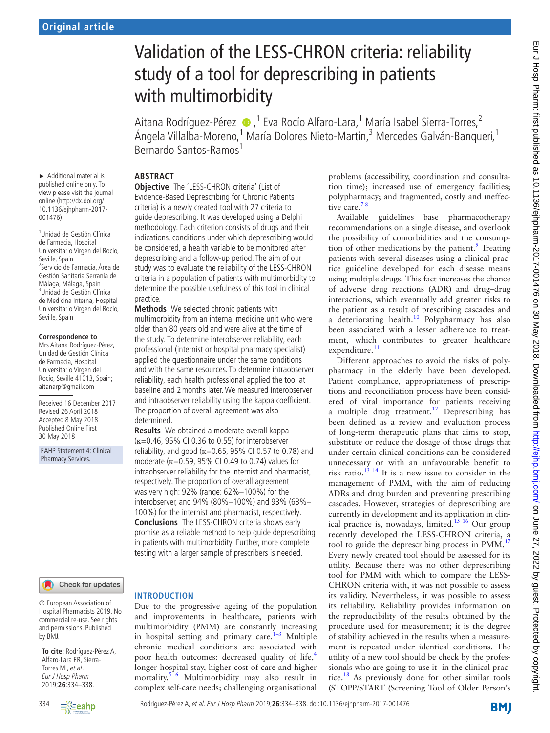Original article

# Validation of the LESS-CHRON criteria: reliability study of a tool for deprescribing in patients with multimorbidity

Aitana Rodríguez-Pérez,[1] Eva Rocío Alfaro-Lara,[1] María Isabel Sierra-Torres,[2] Ángela Villalba-Moreno,[1] María Dolores Nieto-Martin,[3] Mercedes Galván-Banqueri,[1] Bernardo Santos-Ramos[1]

► Additional material is published online only. To view please visit the journal online (http://dx.doi.org/10.1136/ejhpharm-2017-001476).

[1]Unidad de Gestión Clínica de Farmacia, Hospital Universitario Virgen del Rocío, Seville, Spain
[2]Servicio de Farmacia, Área de Gestión Sanitaria Serranía de Málaga, Málaga, Spain
[3]Unidad de Gestión Clínica de Medicina Interna, Hospital Universitario Virgen del Rocío, Seville, Spain

**Correspondence to**
Mrs Aitana Rodríguez-Pérez, Unidad de Gestión Clínica de Farmacia, Hospital Universitario Virgen del Rocío, Seville 41013, Spain; aitanarp@gmail.com

Received 16 December 2017
Revised 26 April 2018
Accepted 8 May 2018
Published Online First 30 May 2018

EAHP Statement 4: Clinical Pharmacy Services.

© European Association of Hospital Pharmacists 2019. No commercial re-use. See rights and permissions. Published by BMJ.

**To cite:** Rodríguez-Pérez A, Alfaro-Lara ER, Sierra-Torres MI, *et al*. *Eur J Hosp Pharm* 2019;**26**:334–338.

## ABSTRACT

**Objective** The 'LESS-CHRON criteria' (List of Evidence-Based Deprescribing for Chronic Patients criteria) is a newly created tool with 27 criteria to guide deprescribing. It was developed using a Delphi methodology. Each criterion consists of drugs and their indications, conditions under which deprescribing would be considered, a health variable to be monitored after deprescribing and a follow-up period. The aim of our study was to evaluate the reliability of the LESS-CHRON criteria in a population of patients with multimorbidity to determine the possible usefulness of this tool in clinical practice.

**Methods** We selected chronic patients with multimorbidity from an internal medicine unit who were older than 80 years old and were alive at the time of the study. To determine interobserver reliability, each professional (internist or hospital pharmacy specialist) applied the questionnaire under the same conditions and with the same resources. To determine intraobserver reliability, each health professional applied the tool at baseline and 2 months later. We measured interobserver and intraobserver reliability using the kappa coefficient. The proportion of overall agreement was also determined.

**Results** We obtained a moderate overall kappa ($\kappa$=0.46, 95% CI 0.36 to 0.55) for interobserver reliability, and good ($\kappa$=0.65, 95% CI 0.57 to 0.78) and moderate ($\kappa$=0.59, 95% CI 0.49 to 0.74) values for intraobserver reliability for the internist and pharmacist, respectively. The proportion of overall agreement was very high: 92% (range: 62%–100%) for the interobserver, and 94% (80%–100%) and 93% (63%–100%) for the internist and pharmacist, respectively.

**Conclusions** The LESS-CHRON criteria shows early promise as a reliable method to help guide deprescribing in patients with multimorbidity. Further, more complete testing with a larger sample of prescribers is needed.

## INTRODUCTION

Due to the progressive ageing of the population and improvements in healthcare, patients with multimorbidity (PMM) are constantly increasing in hospital setting and primary care.[1–3] Multiple chronic medical conditions are associated with poor health outcomes: decreased quality of life,[4] longer hospital stay, higher cost of care and higher mortality.[5 6] Multimorbidity may also result in complex self-care needs; challenging organisational problems (accessibility, coordination and consultation time); increased use of emergency facilities; polypharmacy; and fragmented, costly and ineffective care.[7 8]

Available guidelines base pharmacotherapy recommendations on a single disease, and overlook the possibility of comorbidities and the consumption of other medications by the patient.[9] Treating patients with several diseases using a clinical practice guideline developed for each disease means using multiple drugs. This fact increases the chance of adverse drug reactions (ADR) and drug–drug interactions, which eventually add greater risks to the patient as a result of prescribing cascades and a deteriorating health.[10] Polypharmacy has also been associated with a lesser adherence to treatment, which contributes to greater healthcare expenditure.[11]

Different approaches to avoid the risks of polypharmacy in the elderly have been developed. Patient compliance, appropriateness of prescriptions and reconciliation process have been considered of vital importance for patients receiving a multiple drug treatment.[12] Deprescribing has been defined as a review and evaluation process of long-term therapeutic plans that aims to stop, substitute or reduce the dosage of those drugs that under certain clinical conditions can be considered unnecessary or with an unfavourable benefit to risk ratio.[13 14] It is a new issue to consider in the management of PMM, with the aim of reducing ADRs and drug burden and preventing prescribing cascades. However, strategies of deprescribing are currently in development and its application in clinical practice is, nowadays, limited.[15 16] Our group recently developed the LESS-CHRON criteria, a tool to guide the deprescribing process in PMM.[17] Every newly created tool should be assessed for its utility. Because there was no other deprescribing tool for PMM with which to compare the LESS-CHRON criteria with, it was not possible to assess its validity. Nevertheless, it was possible to assess its reliability. Reliability provides information on the reproducibility of the results obtained by the procedure used for measurement; it is the degree of stability achieved in the results when a measurement is repeated under identical conditions. The utility of a new tool should be check by the professionals who are going to use it in the clinical practice.[18] As previously done for other similar tools (STOPP/START (Screening Tool of Older Person's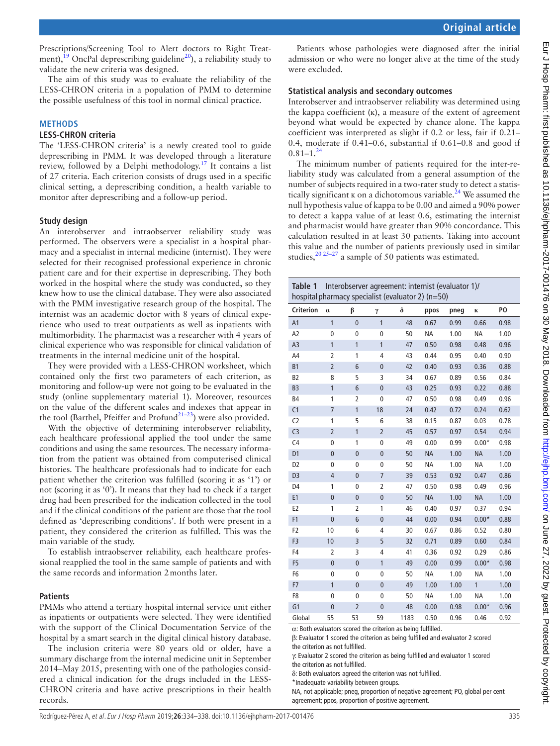Prescriptions/Screening Tool to Alert doctors to Right Treatment),[19] OncPal deprescribing guideline[20]), a reliability study to validate the new criteria was designed.

The aim of this study was to evaluate the reliability of the LESS-CHRON criteria in a population of PMM to determine the possible usefulness of this tool in normal clinical practice.

## METHODS

### LESS-CHRON criteria

The 'LESS-CHRON criteria' is a newly created tool to guide deprescribing in PMM. It was developed through a literature review, followed by a Delphi methodology.[17] It contains a list of 27 criteria. Each criterion consists of drugs used in a specific clinical setting, a deprescribing condition, a health variable to monitor after deprescribing and a follow-up period.

### Study design

An interobserver and intraobserver reliability study was performed. The observers were a specialist in a hospital pharmacy and a specialist in internal medicine (internist). They were selected for their recognised professional experience in chronic patient care and for their expertise in deprescribing. They both worked in the hospital where the study was conducted, so they knew how to use the clinical database. They were also associated with the PMM investigative research group of the hospital. The internist was an academic doctor with 8 years of clinical experience who used to treat outpatients as well as inpatients with multimorbidity. The pharmacist was a researcher with 4 years of clinical experience who was responsible for clinical validation of treatments in the internal medicine unit of the hospital.

They were provided with a LESS-CHRON worksheet, which contained only the first two parameters of each criterion, as monitoring and follow-up were not going to be evaluated in the study (online supplementary material 1). Moreover, resources on the value of the different scales and indexes that appear in the tool (Barthel, Pfeiffer and Profund[21–23]) were also provided.

With the objective of determining interobserver reliability, each healthcare professional applied the tool under the same conditions and using the same resources. The necessary information from the patient was obtained from computerised clinical histories. The healthcare professionals had to indicate for each patient whether the criterion was fulfilled (scoring it as '1') or not (scoring it as '0'). It means that they had to check if a target drug had been prescribed for the indication collected in the tool and if the clinical conditions of the patient are those that the tool defined as 'deprescribing conditions'. If both were present in a patient, they considered the criterion as fulfilled. This was the main variable of the study.

To establish intraobserver reliability, each healthcare professional reapplied the tool in the same sample of patients and with the same records and information 2 months later.

### Patients

PMMs who attend a tertiary hospital internal service unit either as inpatients or outpatients were selected. They were identified with the support of the Clinical Documentation Service of the hospital by a smart search in the digital clinical history database.

The inclusion criteria were 80 years old or older, have a summary discharge from the internal medicine unit in September 2014–May 2015, presenting with one of the pathologies considered a clinical indication for the drugs included in the LESS-CHRON criteria and have active prescriptions in their health records.

Patients whose pathologies were diagnosed after the initial admission or who were no longer alive at the time of the study were excluded.

### Statistical analysis and secondary outcomes

Interobserver and intraobserver reliability was determined using the kappa coefficient (κ), a measure of the extent of agreement beyond what would be expected by chance alone. The kappa coefficient was interpreted as slight if 0.2 or less, fair if 0.21–0.4, moderate if 0.41–0.6, substantial if 0.61–0.8 and good if 0.81–1.[24]

The minimum number of patients required for the inter-reliability study was calculated from a general assumption of the number of subjects required in a two-rater study to detect a statistically significant κ on a dichotomous variable.[24] We assumed the null hypothesis value of kappa to be 0.00 and aimed a 90% power to detect a kappa value of at least 0.6, estimating the internist and pharmacist would have greater than 90% concordance. This calculation resulted in at least 30 patients. Taking into account this value and the number of patients previously used in similar studies,[20 25–27] a sample of 50 patients was estimated.

**Table 1** Interobserver agreement: internist (evaluator 1)/ hospital pharmacy specialist (evaluator 2) (n=50)

| Criterion | α | β | γ | δ | ppos | pneg | κ | PO |
|---|---|---|---|---|---|---|---|---|
| A1 | 1 | 0 | 1 | 48 | 0.67 | 0.99 | 0.66 | 0.98 |
| A2 | 0 | 0 | 0 | 50 | NA | 1.00 | NA | 1.00 |
| A3 | 1 | 1 | 1 | 47 | 0.50 | 0.98 | 0.48 | 0.96 |
| A4 | 2 | 1 | 4 | 43 | 0.44 | 0.95 | 0.40 | 0.90 |
| B1 | 2 | 6 | 0 | 42 | 0.40 | 0.93 | 0.36 | 0.88 |
| B2 | 8 | 5 | 3 | 34 | 0.67 | 0.89 | 0.56 | 0.84 |
| B3 | 1 | 6 | 0 | 43 | 0.25 | 0.93 | 0.22 | 0.88 |
| B4 | 1 | 2 | 0 | 47 | 0.50 | 0.98 | 0.49 | 0.96 |
| C1 | 7 | 1 | 18 | 24 | 0.42 | 0.72 | 0.24 | 0.62 |
| C2 | 1 | 5 | 6 | 38 | 0.15 | 0.87 | 0.03 | 0.78 |
| C3 | 2 | 1 | 2 | 45 | 0.57 | 0.97 | 0.54 | 0.94 |
| C4 | 0 | 1 | 0 | 49 | 0.00 | 0.99 | 0.00* | 0.98 |
| D1 | 0 | 0 | 0 | 50 | NA | 1.00 | NA | 1.00 |
| D2 | 0 | 0 | 0 | 50 | NA | 1.00 | NA | 1.00 |
| D3 | 4 | 0 | 7 | 39 | 0.53 | 0.92 | 0.47 | 0.86 |
| D4 | 1 | 0 | 2 | 47 | 0.50 | 0.98 | 0.49 | 0.96 |
| E1 | 0 | 0 | 0 | 50 | NA | 1.00 | NA | 1.00 |
| E2 | 1 | 2 | 1 | 46 | 0.40 | 0.97 | 0.37 | 0.94 |
| F1 | 0 | 6 | 0 | 44 | 0.00 | 0.94 | 0.00* | 0.88 |
| F2 | 10 | 6 | 4 | 30 | 0.67 | 0.86 | 0.52 | 0.80 |
| F3 | 10 | 3 | 5 | 32 | 0.71 | 0.89 | 0.60 | 0.84 |
| F4 | 2 | 3 | 4 | 41 | 0.36 | 0.92 | 0.29 | 0.86 |
| F5 | 0 | 0 | 1 | 49 | 0.00 | 0.99 | 0.00* | 0.98 |
| F6 | 0 | 0 | 0 | 50 | NA | 1.00 | NA | 1.00 |
| F7 | 1 | 0 | 0 | 49 | 1.00 | 1.00 | 1 | 1.00 |
| F8 | 0 | 0 | 0 | 50 | NA | 1.00 | NA | 1.00 |
| G1 | 0 | 2 | 0 | 48 | 0.00 | 0.98 | 0.00* | 0.96 |
| Global | 55 | 53 | 59 | 1183 | 0.50 | 0.96 | 0.46 | 0.92 |

α: Both evaluators scored the criterion as being fulfilled.
β: Evaluator 1 scored the criterion as being fulfilled and evaluator 2 scored the criterion as not fulfilled.
γ: Evaluator 2 scored the criterion as being fulfilled and evaluator 1 scored the criterion as not fulfilled.
δ: Both evaluators agreed the criterion was not fulfilled.
*Inadequate variability between groups.
NA, not applicable; pneg, proportion of negative agreement; PO, global per cent agreement; ppos, proportion of positive agreement.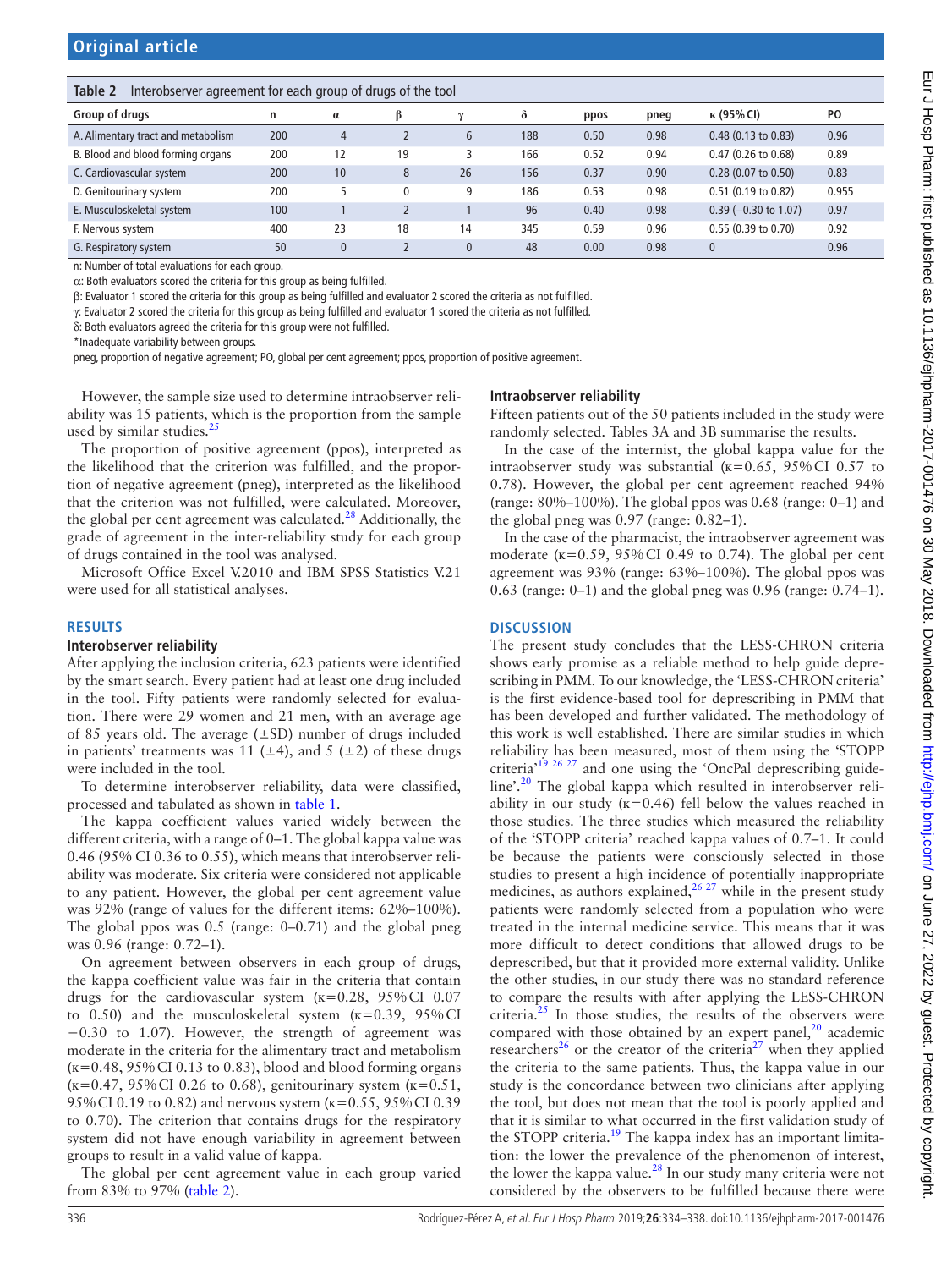**Table 2** Interobserver agreement for each group of drugs of the tool

| Group of drugs | n | α | β | γ | δ | ppos | pneg | κ (95% CI) | PO |
|---|---|---|---|---|---|---|---|---|---|
| A. Alimentary tract and metabolism | 200 | 4 | 2 | 6 | 188 | 0.50 | 0.98 | 0.48 (0.13 to 0.83) | 0.96 |
| B. Blood and blood forming organs | 200 | 12 | 19 | 3 | 166 | 0.52 | 0.94 | 0.47 (0.26 to 0.68) | 0.89 |
| C. Cardiovascular system | 200 | 10 | 8 | 26 | 156 | 0.37 | 0.90 | 0.28 (0.07 to 0.50) | 0.83 |
| D. Genitourinary system | 200 | 5 | 0 | 9 | 186 | 0.53 | 0.98 | 0.51 (0.19 to 0.82) | 0.955 |
| E. Musculoskeletal system | 100 | 1 | 2 | 1 | 96 | 0.40 | 0.98 | 0.39 (−0.30 to 1.07) | 0.97 |
| F. Nervous system | 400 | 23 | 18 | 14 | 345 | 0.59 | 0.96 | 0.55 (0.39 to 0.70) | 0.92 |
| G. Respiratory system | 50 | 0 | 2 | 0 | 48 | 0.00 | 0.98 | 0 | 0.96 |

n: Number of total evaluations for each group.

α: Both evaluators scored the criteria for this group as being fulfilled.

β: Evaluator 1 scored the criteria for this group as being fulfilled and evaluator 2 scored the criteria as not fulfilled.

γ: Evaluator 2 scored the criteria for this group as being fulfilled and evaluator 1 scored the criteria as not fulfilled.

δ: Both evaluators agreed the criteria for this group were not fulfilled.

*Inadequate variability between groups.

pneg, proportion of negative agreement; PO, global per cent agreement; ppos, proportion of positive agreement.

However, the sample size used to determine intraobserver reliability was 15 patients, which is the proportion from the sample used by similar studies.[25]

The proportion of positive agreement (ppos), interpreted as the likelihood that the criterion was fulfilled, and the proportion of negative agreement (pneg), interpreted as the likelihood that the criterion was not fulfilled, were calculated. Moreover, the global per cent agreement was calculated.[28] Additionally, the grade of agreement in the inter-reliability study for each group of drugs contained in the tool was analysed.

Microsoft Office Excel V.2010 and IBM SPSS Statistics V.21 were used for all statistical analyses.

## RESULTS

### Interobserver reliability

After applying the inclusion criteria, 623 patients were identified by the smart search. Every patient had at least one drug included in the tool. Fifty patients were randomly selected for evaluation. There were 29 women and 21 men, with an average age of 85 years old. The average (±SD) number of drugs included in patients' treatments was 11 (±4), and 5 (±2) of these drugs were included in the tool.

To determine interobserver reliability, data were classified, processed and tabulated as shown in table 1.

The kappa coefficient values varied widely between the different criteria, with a range of 0–1. The global kappa value was 0.46 (95% CI 0.36 to 0.55), which means that interobserver reliability was moderate. Six criteria were considered not applicable to any patient. However, the global per cent agreement value was 92% (range of values for the different items: 62%–100%). The global ppos was 0.5 (range: 0–0.71) and the global pneg was 0.96 (range: 0.72–1).

On agreement between observers in each group of drugs, the kappa coefficient value was fair in the criteria that contain drugs for the cardiovascular system (κ=0.28, 95% CI 0.07 to 0.50) and the musculoskeletal system (κ=0.39, 95% CI −0.30 to 1.07). However, the strength of agreement was moderate in the criteria for the alimentary tract and metabolism (κ=0.48, 95% CI 0.13 to 0.83), blood and blood forming organs (κ=0.47, 95% CI 0.26 to 0.68), genitourinary system (κ=0.51, 95% CI 0.19 to 0.82) and nervous system (κ=0.55, 95% CI 0.39 to 0.70). The criterion that contains drugs for the respiratory system did not have enough variability in agreement between groups to result in a valid value of kappa.

The global per cent agreement value in each group varied from 83% to 97% (table 2).

### Intraobserver reliability

Fifteen patients out of the 50 patients included in the study were randomly selected. Tables 3A and 3B summarise the results.

In the case of the internist, the global kappa value for the intraobserver study was substantial (κ=0.65, 95% CI 0.57 to 0.78). However, the global per cent agreement reached 94% (range: 80%–100%). The global ppos was 0.68 (range: 0–1) and the global pneg was 0.97 (range: 0.82–1).

In the case of the pharmacist, the intraobserver agreement was moderate (κ=0.59, 95% CI 0.49 to 0.74). The global per cent agreement was 93% (range: 63%–100%). The global ppos was 0.63 (range: 0–1) and the global pneg was 0.96 (range: 0.74–1).

## DISCUSSION

The present study concludes that the LESS-CHRON criteria shows early promise as a reliable method to help guide deprescribing in PMM. To our knowledge, the 'LESS-CHRON criteria' is the first evidence-based tool for deprescribing in PMM that has been developed and further validated. The methodology of this work is well established. There are similar studies in which reliability has been measured, most of them using the 'STOPP criteria'[19 26 27] and one using the 'OncPal deprescribing guideline'.[20] The global kappa which resulted in interobserver reliability in our study (κ=0.46) fell below the values reached in those studies. The three studies which measured the reliability of the 'STOPP criteria' reached kappa values of 0.7–1. It could be because the patients were consciously selected in those studies to present a high incidence of potentially inappropriate medicines, as authors explained,[26 27] while in the present study patients were randomly selected from a population who were treated in the internal medicine service. This means that it was more difficult to detect conditions that allowed drugs to be deprescribed, but that it provided more external validity. Unlike the other studies, in our study there was no standard reference to compare the results with after applying the LESS-CHRON criteria.[25] In those studies, the results of the observers were compared with those obtained by an expert panel,[20] academic researchers[26] or the creator of the criteria[27] when they applied the criteria to the same patients. Thus, the kappa value in our study is the concordance between two clinicians after applying the tool, but does not mean that the tool is poorly applied and that it is similar to what occurred in the first validation study of the STOPP criteria.[19] The kappa index has an important limitation: the lower the prevalence of the phenomenon of interest, the lower the kappa value.[28] In our study many criteria were not considered by the observers to be fulfilled because there were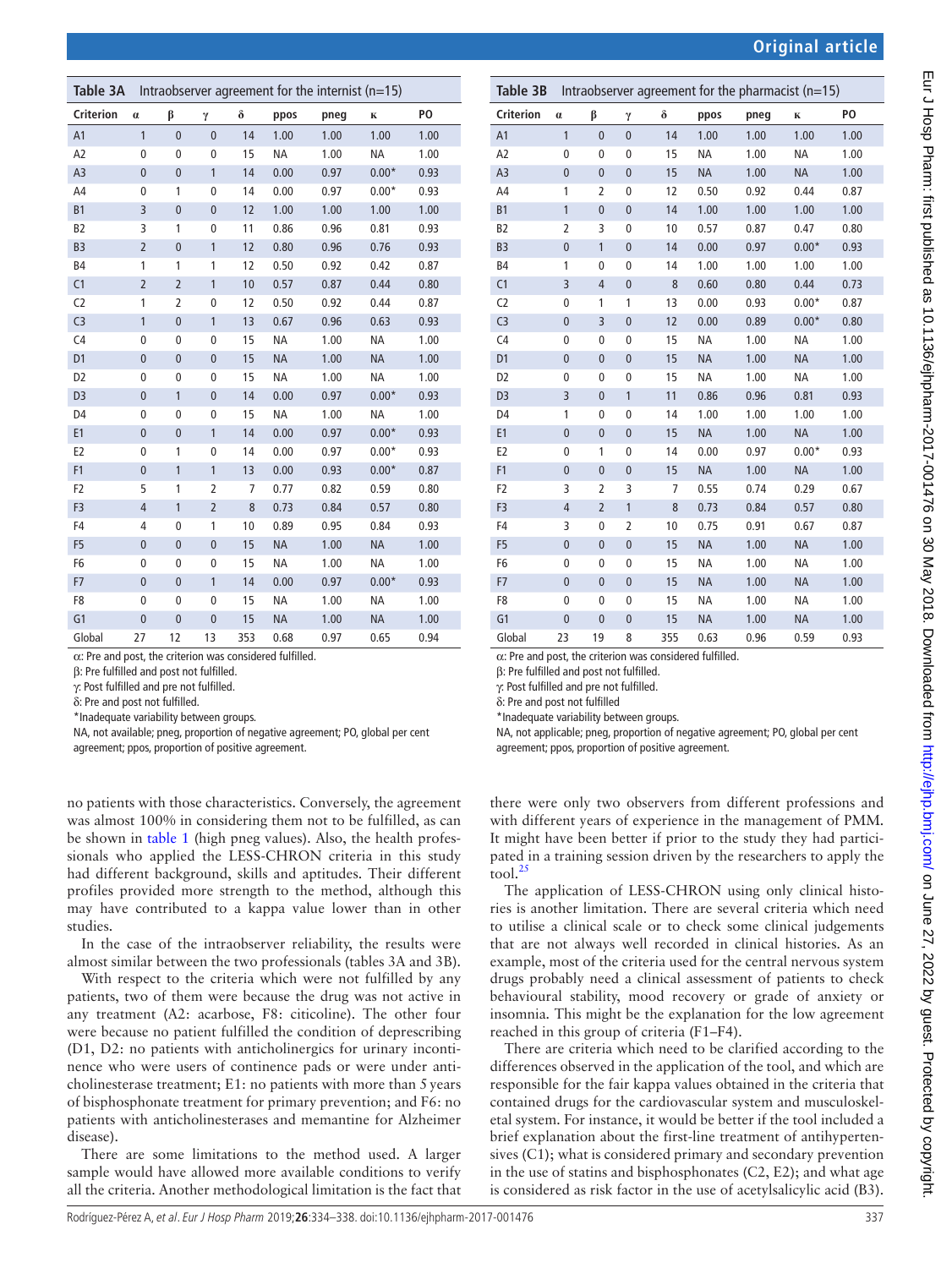**Table 3A** Intraobserver agreement for the internist (n=15)

| Criterion | α | β | γ | δ | ppos | pneg | κ | PO |
|---|---|---|---|---|---|---|---|---|
| A1 | 1 | 0 | 0 | 14 | 1.00 | 1.00 | 1.00 | 1.00 |
| A2 | 0 | 0 | 0 | 15 | NA | 1.00 | NA | 1.00 |
| A3 | 0 | 0 | 1 | 14 | 0.00 | 0.97 | 0.00* | 0.93 |
| A4 | 0 | 1 | 0 | 14 | 0.00 | 0.97 | 0.00* | 0.93 |
| B1 | 3 | 0 | 0 | 12 | 1.00 | 1.00 | 1.00 | 1.00 |
| B2 | 3 | 1 | 0 | 11 | 0.86 | 0.96 | 0.81 | 0.93 |
| B3 | 2 | 0 | 1 | 12 | 0.80 | 0.96 | 0.76 | 0.93 |
| B4 | 1 | 1 | 1 | 12 | 0.50 | 0.92 | 0.42 | 0.87 |
| C1 | 2 | 2 | 1 | 10 | 0.57 | 0.87 | 0.44 | 0.80 |
| C2 | 1 | 2 | 0 | 12 | 0.50 | 0.92 | 0.44 | 0.87 |
| C3 | 1 | 0 | 1 | 13 | 0.67 | 0.96 | 0.63 | 0.93 |
| C4 | 0 | 0 | 0 | 15 | NA | 1.00 | NA | 1.00 |
| D1 | 0 | 0 | 0 | 15 | NA | 1.00 | NA | 1.00 |
| D2 | 0 | 0 | 0 | 15 | NA | 1.00 | NA | 1.00 |
| D3 | 0 | 1 | 0 | 14 | 0.00 | 0.97 | 0.00* | 0.93 |
| D4 | 0 | 0 | 0 | 15 | NA | 1.00 | NA | 1.00 |
| E1 | 0 | 0 | 1 | 14 | 0.00 | 0.97 | 0.00* | 0.93 |
| E2 | 0 | 1 | 0 | 14 | 0.00 | 0.97 | 0.00* | 0.93 |
| F1 | 0 | 1 | 1 | 13 | 0.00 | 0.93 | 0.00* | 0.87 |
| F2 | 5 | 1 | 2 | 7 | 0.77 | 0.82 | 0.59 | 0.80 |
| F3 | 4 | 1 | 2 | 8 | 0.73 | 0.84 | 0.57 | 0.80 |
| F4 | 4 | 0 | 1 | 10 | 0.89 | 0.95 | 0.84 | 0.93 |
| F5 | 0 | 0 | 0 | 15 | NA | 1.00 | NA | 1.00 |
| F6 | 0 | 0 | 0 | 15 | NA | 1.00 | NA | 1.00 |
| F7 | 0 | 0 | 1 | 14 | 0.00 | 0.97 | 0.00* | 0.93 |
| F8 | 0 | 0 | 0 | 15 | NA | 1.00 | NA | 1.00 |
| G1 | 0 | 0 | 0 | 15 | NA | 1.00 | NA | 1.00 |
| Global | 27 | 12 | 13 | 353 | 0.68 | 0.97 | 0.65 | 0.94 |

α: Pre and post, the criterion was considered fulfilled.
β: Pre fulfilled and post not fulfilled.
γ: Post fulfilled and pre not fulfilled.
δ: Pre and post not fulfilled.
*Inadequate variability between groups.
NA, not available; pneg, proportion of negative agreement; PO, global per cent agreement; ppos, proportion of positive agreement.

**Table 3B** Intraobserver agreement for the pharmacist (n=15)

| Criterion | α | β | γ | δ | ppos | pneg | κ | PO |
|---|---|---|---|---|---|---|---|---|
| A1 | 1 | 0 | 0 | 14 | 1.00 | 1.00 | 1.00 | 1.00 |
| A2 | 0 | 0 | 0 | 15 | NA | 1.00 | NA | 1.00 |
| A3 | 0 | 0 | 0 | 15 | NA | 1.00 | NA | 1.00 |
| A4 | 1 | 2 | 0 | 12 | 0.50 | 0.92 | 0.44 | 0.87 |
| B1 | 1 | 0 | 0 | 14 | 1.00 | 1.00 | 1.00 | 1.00 |
| B2 | 2 | 3 | 0 | 10 | 0.57 | 0.87 | 0.47 | 0.80 |
| B3 | 0 | 1 | 0 | 14 | 0.00 | 0.97 | 0.00* | 0.93 |
| B4 | 1 | 0 | 0 | 14 | 1.00 | 1.00 | 1.00 | 1.00 |
| C1 | 3 | 4 | 0 | 8 | 0.60 | 0.80 | 0.44 | 0.73 |
| C2 | 0 | 1 | 1 | 13 | 0.00 | 0.93 | 0.00* | 0.87 |
| C3 | 0 | 3 | 0 | 12 | 0.00 | 0.89 | 0.00* | 0.80 |
| C4 | 0 | 0 | 0 | 15 | NA | 1.00 | NA | 1.00 |
| D1 | 0 | 0 | 0 | 15 | NA | 1.00 | NA | 1.00 |
| D2 | 0 | 0 | 0 | 15 | NA | 1.00 | NA | 1.00 |
| D3 | 3 | 0 | 1 | 11 | 0.86 | 0.96 | 0.81 | 0.93 |
| D4 | 1 | 0 | 0 | 14 | 1.00 | 1.00 | 1.00 | 1.00 |
| E1 | 0 | 0 | 0 | 15 | NA | 1.00 | NA | 1.00 |
| E2 | 0 | 1 | 0 | 14 | 0.00 | 0.97 | 0.00* | 0.93 |
| F1 | 0 | 0 | 0 | 15 | NA | 1.00 | NA | 1.00 |
| F2 | 3 | 2 | 3 | 7 | 0.55 | 0.74 | 0.29 | 0.67 |
| F3 | 4 | 2 | 1 | 8 | 0.73 | 0.84 | 0.57 | 0.80 |
| F4 | 3 | 0 | 2 | 10 | 0.75 | 0.91 | 0.67 | 0.87 |
| F5 | 0 | 0 | 0 | 15 | NA | 1.00 | NA | 1.00 |
| F6 | 0 | 0 | 0 | 15 | NA | 1.00 | NA | 1.00 |
| F7 | 0 | 0 | 0 | 15 | NA | 1.00 | NA | 1.00 |
| F8 | 0 | 0 | 0 | 15 | NA | 1.00 | NA | 1.00 |
| G1 | 0 | 0 | 0 | 15 | NA | 1.00 | NA | 1.00 |
| Global | 23 | 19 | 8 | 355 | 0.63 | 0.96 | 0.59 | 0.93 |

α: Pre and post, the criterion was considered fulfilled.
β: Pre fulfilled and post not fulfilled.
γ: Post fulfilled and pre not fulfilled.
δ: Pre and post not fulfilled
*Inadequate variability between groups.
NA, not applicable; pneg, proportion of negative agreement; PO, global per cent agreement; ppos, proportion of positive agreement.

no patients with those characteristics. Conversely, the agreement was almost 100% in considering them not to be fulfilled, as can be shown in table 1 (high pneg values). Also, the health professionals who applied the LESS-CHRON criteria in this study had different background, skills and aptitudes. Their different profiles provided more strength to the method, although this may have contributed to a kappa value lower than in other studies.

In the case of the intraobserver reliability, the results were almost similar between the two professionals (tables 3A and 3B).

With respect to the criteria which were not fulfilled by any patients, two of them were because the drug was not active in any treatment (A2: acarbose, F8: citicoline). The other four were because no patient fulfilled the condition of deprescribing (D1, D2: no patients with anticholinergics for urinary incontinence who were users of continence pads or were under anticholinesterase treatment; E1: no patients with more than 5 years of bisphosphonate treatment for primary prevention; and F6: no patients with anticholinesterases and memantine for Alzheimer disease).

There are some limitations to the method used. A larger sample would have allowed more available conditions to verify all the criteria. Another methodological limitation is the fact that there were only two observers from different professions and with different years of experience in the management of PMM. It might have been better if prior to the study they had participated in a training session driven by the researchers to apply the tool.[25]

The application of LESS-CHRON using only clinical histories is another limitation. There are several criteria which need to utilise a clinical scale or to check some clinical judgements that are not always well recorded in clinical histories. As an example, most of the criteria used for the central nervous system drugs probably need a clinical assessment of patients to check behavioural stability, mood recovery or grade of anxiety or insomnia. This might be the explanation for the low agreement reached in this group of criteria (F1–F4).

There are criteria which need to be clarified according to the differences observed in the application of the tool, and which are responsible for the fair kappa values obtained in the criteria that contained drugs for the cardiovascular system and musculoskeletal system. For instance, it would be better if the tool included a brief explanation about the first-line treatment of antihypertensives (C1); what is considered primary and secondary prevention in the use of statins and bisphosphonates (C2, E2); and what age is considered as risk factor in the use of acetylsalicylic acid (B3).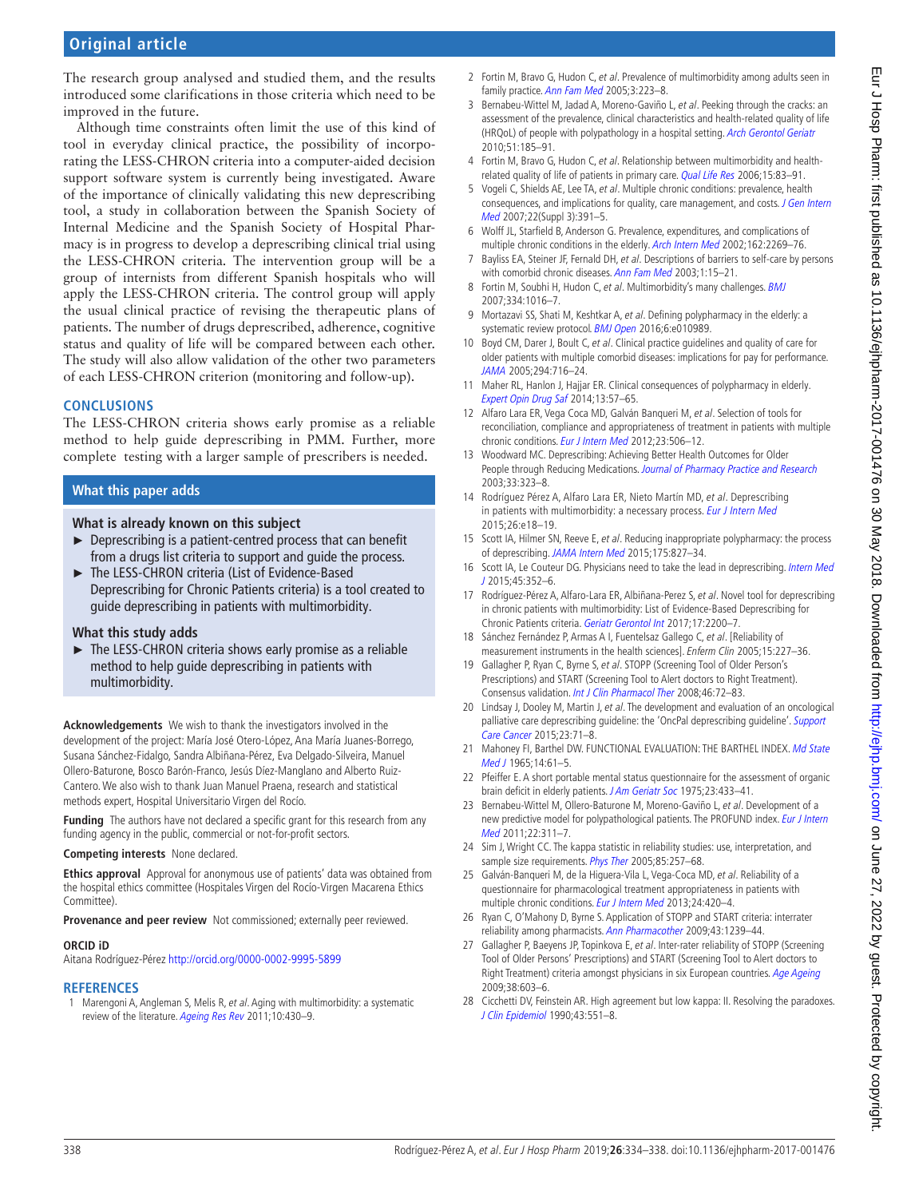The research group analysed and studied them, and the results introduced some clarifications in those criteria which need to be improved in the future.

Although time constraints often limit the use of this kind of tool in everyday clinical practice, the possibility of incorporating the LESS-CHRON criteria into a computer-aided decision support software system is currently being investigated. Aware of the importance of clinically validating this new deprescribing tool, a study in collaboration between the Spanish Society of Internal Medicine and the Spanish Society of Hospital Pharmacy is in progress to develop a deprescribing clinical trial using the LESS-CHRON criteria. The intervention group will be a group of internists from different Spanish hospitals who will apply the LESS-CHRON criteria. The control group will apply the usual clinical practice of revising the therapeutic plans of patients. The number of drugs deprescribed, adherence, cognitive status and quality of life will be compared between each other. The study will also allow validation of the other two parameters of each LESS-CHRON criterion (monitoring and follow-up).

## CONCLUSIONS

The LESS-CHRON criteria shows early promise as a reliable method to help guide deprescribing in PMM. Further, more complete testing with a larger sample of prescribers is needed.

### What this paper adds

**What is already known on this subject**

- Deprescribing is a patient-centred process that can benefit from a drugs list criteria to support and guide the process.
- The LESS-CHRON criteria (List of Evidence-Based Deprescribing for Chronic Patients criteria) is a tool created to guide deprescribing in patients with multimorbidity.

**What this study adds**

- The LESS-CHRON criteria shows early promise as a reliable method to help guide deprescribing in patients with multimorbidity.

**Acknowledgements** We wish to thank the investigators involved in the development of the project: María José Otero-López, Ana María Juanes-Borrego, Susana Sánchez-Fidalgo, Sandra Albiñana-Pérez, Eva Delgado-Silveira, Manuel Ollero-Baturone, Bosco Barón-Franco, Jesús Díez-Manglano and Alberto Ruiz-Cantero. We also wish to thank Juan Manuel Praena, research and statistical methods expert, Hospital Universitario Virgen del Rocío.

**Funding** The authors have not declared a specific grant for this research from any funding agency in the public, commercial or not-for-profit sectors.

**Competing interests** None declared.

**Ethics approval** Approval for anonymous use of patients' data was obtained from the hospital ethics committee (Hospitales Virgen del Rocío-Virgen Macarena Ethics Committee).

**Provenance and peer review** Not commissioned; externally peer reviewed.

**ORCID iD**

Aitana Rodríguez-Pérez http://orcid.org/0000-0002-9995-5899

## REFERENCES

1. Marengoni A, Angleman S, Melis R, *et al*. Aging with multimorbidity: a systematic review of the literature. *Ageing Res Rev* 2011;10:430–9.
2. Fortin M, Bravo G, Hudon C, *et al*. Prevalence of multimorbidity among adults seen in family practice. *Ann Fam Med* 2005;3:223–8.
3. Bernabeu-Wittel M, Jadad A, Moreno-Gaviño L, *et al*. Peeking through the cracks: an assessment of the prevalence, clinical characteristics and health-related quality of life (HRQoL) of people with polypathology in a hospital setting. *Arch Gerontol Geriatr* 2010;51:185–91.
4. Fortin M, Bravo G, Hudon C, *et al*. Relationship between multimorbidity and health-related quality of life of patients in primary care. *Qual Life Res* 2006;15:83–91.
5. Vogeli C, Shields AE, Lee TA, *et al*. Multiple chronic conditions: prevalence, health consequences, and implications for quality, care management, and costs. *J Gen Intern Med* 2007;22(Suppl 3):391–5.
6. Wolff JL, Starfield B, Anderson G. Prevalence, expenditures, and complications of multiple chronic conditions in the elderly. *Arch Intern Med* 2002;162:2269–76.
7. Bayliss EA, Steiner JF, Fernald DH, *et al*. Descriptions of barriers to self-care by persons with comorbid chronic diseases. *Ann Fam Med* 2003;1:15–21.
8. Fortin M, Soubhi H, Hudon C, *et al*. Multimorbidity's many challenges. *BMJ* 2007;334:1016–7.
9. Mortazavi SS, Shati M, Keshtkar A, *et al*. Defining polypharmacy in the elderly: a systematic review protocol. *BMJ Open* 2016;6:e010989.
10. Boyd CM, Darer J, Boult C, *et al*. Clinical practice guidelines and quality of care for older patients with multiple comorbid diseases: implications for pay for performance. *JAMA* 2005;294:716–24.
11. Maher RL, Hanlon J, Hajjar ER. Clinical consequences of polypharmacy in elderly. *Expert Opin Drug Saf* 2014;13:57–65.
12. Alfaro Lara ER, Vega Coca MD, Galván Banqueri M, *et al*. Selection of tools for reconciliation, compliance and appropriateness of treatment in patients with multiple chronic conditions. *Eur J Intern Med* 2012;23:506–12.
13. Woodward MC. Deprescribing: Achieving Better Health Outcomes for Older People through Reducing Medications. *Journal of Pharmacy Practice and Research* 2003;33:323–8.
14. Rodríguez Pérez A, Alfaro Lara ER, Nieto Martín MD, *et al*. Deprescribing in patients with multimorbidity: a necessary process. *Eur J Intern Med* 2015;26:e18–19.
15. Scott IA, Hilmer SN, Reeve E, *et al*. Reducing inappropriate polypharmacy: the process of deprescribing. *JAMA Intern Med* 2015;175:827–34.
16. Scott IA, Le Couteur DG. Physicians need to take the lead in deprescribing. *Intern Med J* 2015;45:352–6.
17. Rodríguez-Pérez A, Alfaro-Lara ER, Albiñana-Perez S, *et al*. Novel tool for deprescribing in chronic patients with multimorbidity: List of Evidence-Based Deprescribing for Chronic Patients criteria. *Geriatr Gerontol Int* 2017;17:2200–7.
18. Sánchez Fernández P, Armas A I, Fuentelsaz Gallego C, *et al*. [Reliability of measurement instruments in the health sciences]. *Enferm Clin* 2005;15:227–36.
19. Gallagher P, Ryan C, Byrne S, *et al*. STOPP (Screening Tool of Older Person's Prescriptions) and START (Screening Tool to Alert doctors to Right Treatment). Consensus validation. *Int J Clin Pharmacol Ther* 2008;46:72–83.
20. Lindsay J, Dooley M, Martin J, *et al*. The development and evaluation of an oncological palliative care deprescribing guideline: the 'OncPal deprescribing guideline'. *Support Care Cancer* 2015;23:71–8.
21. Mahoney FI, Barthel DW. FUNCTIONAL EVALUATION: THE BARTHEL INDEX. *Md State Med J* 1965;14:61–5.
22. Pfeiffer E. A short portable mental status questionnaire for the assessment of organic brain deficit in elderly patients. *J Am Geriatr Soc* 1975;23:433–41.
23. Bernabeu-Wittel M, Ollero-Baturone M, Moreno-Gaviño L, *et al*. Development of a new predictive model for polypathological patients. The PROFUND index. *Eur J Intern Med* 2011;22:311–7.
24. Sim J, Wright CC. The kappa statistic in reliability studies: use, interpretation, and sample size requirements. *Phys Ther* 2005;85:257–68.
25. Galván-Banqueri M, de la Higuera-Vila L, Vega-Coca MD, *et al*. Reliability of a questionnaire for pharmacological treatment appropriateness in patients with multiple chronic conditions. *Eur J Intern Med* 2013;24:420–4.
26. Ryan C, O'Mahony D, Byrne S. Application of STOPP and START criteria: interrater reliability among pharmacists. *Ann Pharmacother* 2009;43:1239–44.
27. Gallagher P, Baeyens JP, Topinkova E, *et al*. Inter-rater reliability of STOPP (Screening Tool of Older Persons' Prescriptions) and START (Screening Tool to Alert doctors to Right Treatment) criteria amongst physicians in six European countries. *Age Ageing* 2009;38:603–6.
28. Cicchetti DV, Feinstein AR. High agreement but low kappa: II. Resolving the paradoxes. *J Clin Epidemiol* 1990;43:551–8.